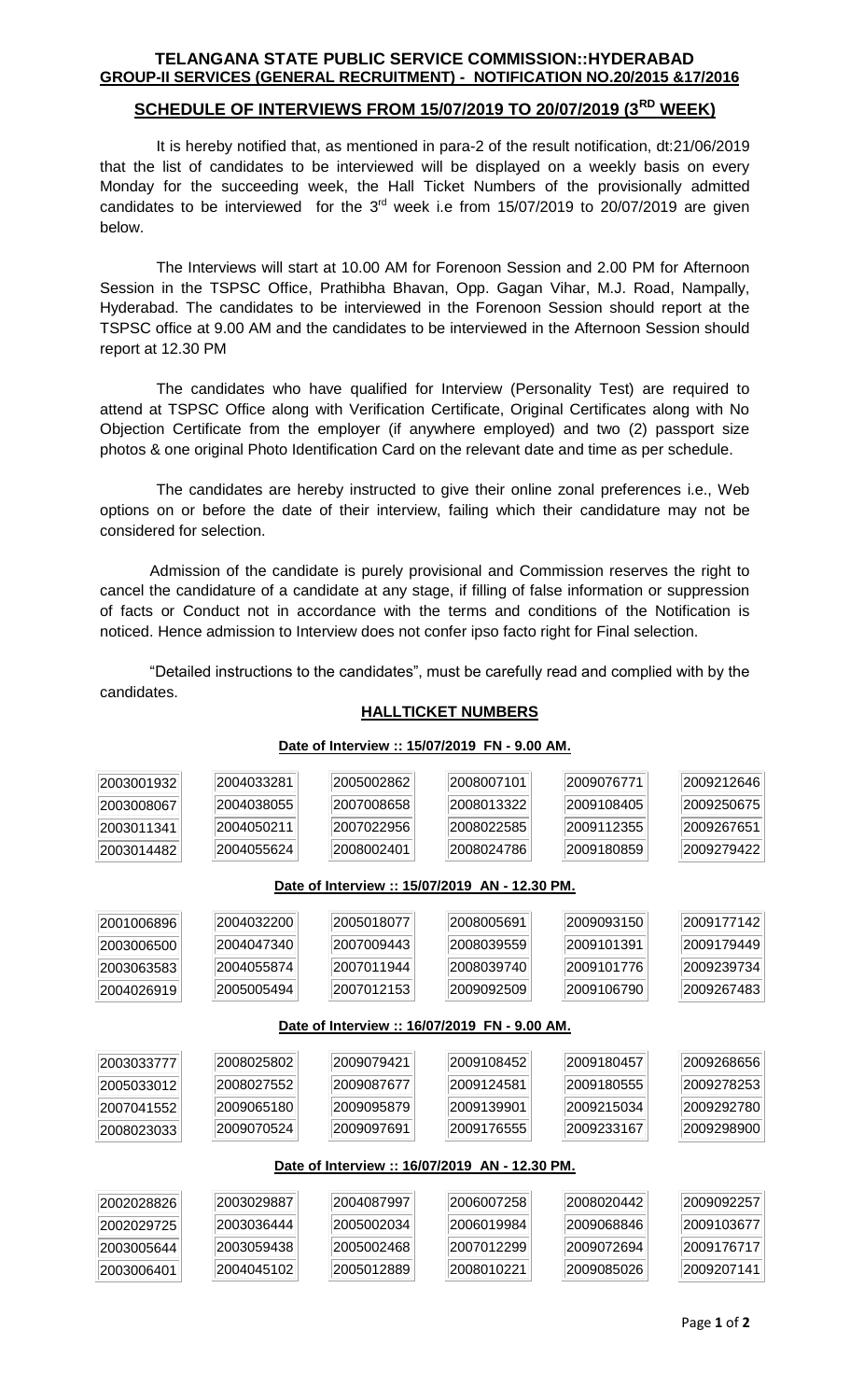**TELANGANA STATE PUBLIC SERVICE COMMISSION::HYDERABAD**

**GROUP-II SERVICES (GENERAL RECRUITMENT) - NOTIFICATION NO.20/2015 &17/2016**

## SCHEDULE OF INTERVIEWS FROM 15/07/2019 TO 20/07/2019 (3RD WEEK)

It is hereby notified that, as mentioned in para-2 of the result notification, dt:21/06/2019 that the list of candidates to be interviewed will be displayed on a weekly basis on every Monday for the succeeding week, the Hall Ticket Numbers of the provisionally admitted candidates to be interviewed for the 3rd week i.e from 15/07/2019 to 20/07/2019 are given below.

The Interviews will start at 10.00 AM for Forenoon Session and 2.00 PM for Afternoon Session in the TSPSC Office, Prathibha Bhavan, Opp. Gagan Vihar, M.J. Road, Nampally, Hyderabad. The candidates to be interviewed in the Forenoon Session should report at the TSPSC office at 9.00 AM and the candidates to be interviewed in the Afternoon Session should report at 12.30 PM

The candidates who have qualified for Interview (Personality Test) are required to attend at TSPSC Office along with Verification Certificate, Original Certificates along with No Objection Certificate from the employer (if anywhere employed) and two (2) passport size photos & one original Photo Identification Card on the relevant date and time as per schedule.

The candidates are hereby instructed to give their online zonal preferences i.e., Web options on or before the date of their interview, failing which their candidature may not be considered for selection.

Admission of the candidate is purely provisional and Commission reserves the right to cancel the candidature of a candidate at any stage, if filling of false information or suppression of facts or Conduct not in accordance with the terms and conditions of the Notification is noticed. Hence admission to Interview does not confer ipso facto right for Final selection.

"Detailed instructions to the candidates", must be carefully read and complied with by the candidates.

### HALLTICKET NUMBERS

**Date of Interview :: 15/07/2019 FN - 9.00 AM.**

| | | | | | |
|---|---|---|---|---|---|
| 2003001932 | 2004033281 | 2005002862 | 2008007101 | 2009076771 | 2009212646 |
| 2003008067 | 2004038055 | 2007008658 | 2008013322 | 2009108405 | 2009250675 |
| 2003011341 | 2004050211 | 2007022956 | 2008022585 | 2009112355 | 2009267651 |
| 2003014482 | 2004055624 | 2008002401 | 2008024786 | 2009180859 | 2009279422 |

**Date of Interview :: 15/07/2019 AN - 12.30 PM.**

| | | | | | |
|---|---|---|---|---|---|
| 2001006896 | 2004032200 | 2005018077 | 2008005691 | 2009093150 | 2009177142 |
| 2003006500 | 2004047340 | 2007009443 | 2008039559 | 2009101391 | 2009179449 |
| 2003063583 | 2004055874 | 2007011944 | 2008039740 | 2009101776 | 2009239734 |
| 2004026919 | 2005005494 | 2007012153 | 2009092509 | 2009106790 | 2009267483 |

**Date of Interview :: 16/07/2019 FN - 9.00 AM.**

| | | | | | |
|---|---|---|---|---|---|
| 2003033777 | 2008025802 | 2009079421 | 2009108452 | 2009180457 | 2009268656 |
| 2005033012 | 2008027552 | 2009087677 | 2009124581 | 2009180555 | 2009278253 |
| 2007041552 | 2009065180 | 2009095879 | 2009139901 | 2009215034 | 2009292780 |
| 2008023033 | 2009070524 | 2009097691 | 2009176555 | 2009233167 | 2009298900 |

**Date of Interview :: 16/07/2019 AN - 12.30 PM.**

| | | | | | |
|---|---|---|---|---|---|
| 2002028826 | 2003029887 | 2004087997 | 2006007258 | 2008020442 | 2009092257 |
| 2002029725 | 2003036444 | 2005002034 | 2006019984 | 2009068846 | 2009103677 |
| 2003005644 | 2003059438 | 2005002468 | 2007012299 | 2009072694 | 2009176717 |
| 2003006401 | 2004045102 | 2005012889 | 2008010221 | 2009085026 | 2009207141 |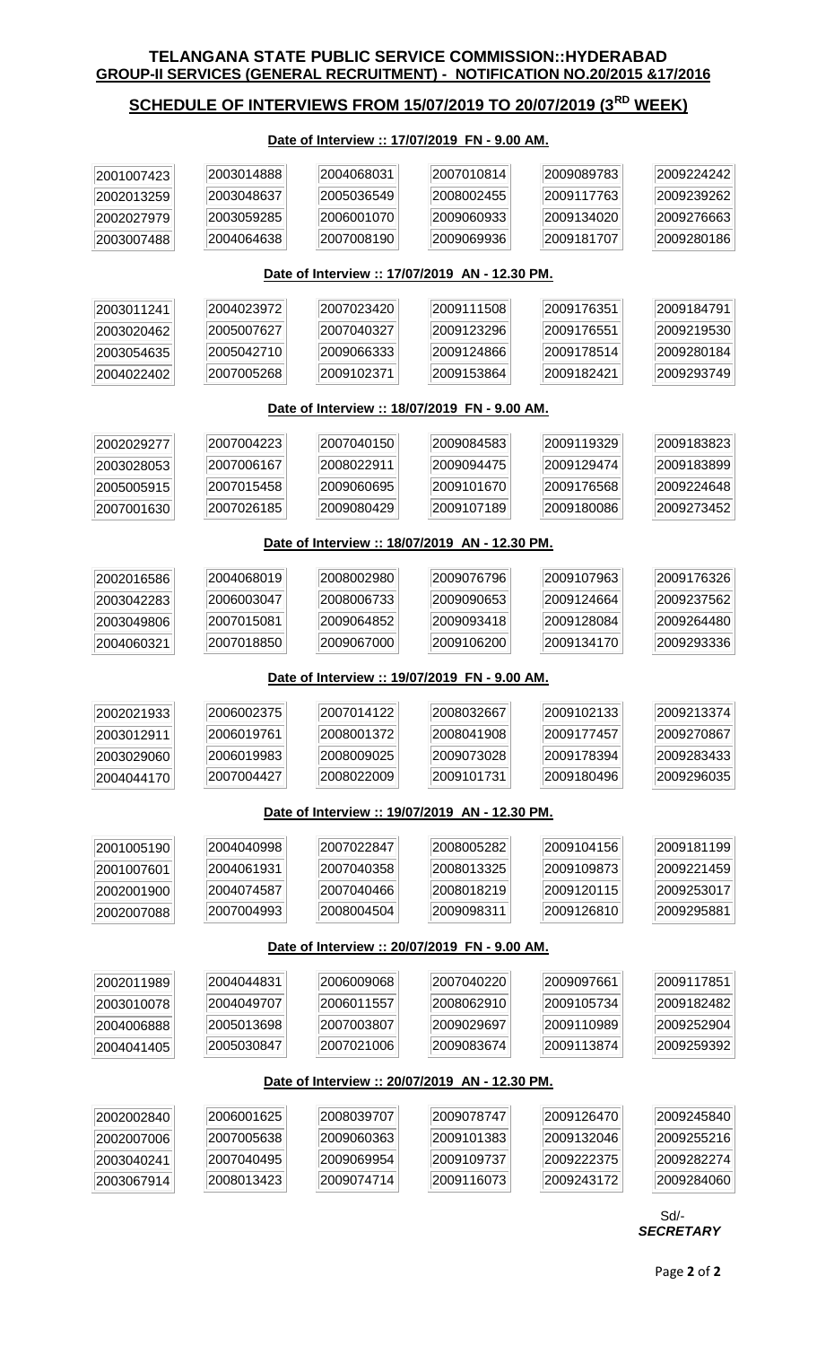**TELANGANA STATE PUBLIC SERVICE COMMISSION::HYDERABAD**

**GROUP-II SERVICES (GENERAL RECRUITMENT) - NOTIFICATION NO.20/2015 &17/2016**

## SCHEDULE OF INTERVIEWS FROM 15/07/2019 TO 20/07/2019 (3RD WEEK)

**Date of Interview :: 17/07/2019 FN - 9.00 AM.**

| | | | | | |
|---|---|---|---|---|---|
| 2001007423 | 2003014888 | 2004068031 | 2007010814 | 2009089783 | 2009224242 |
| 2002013259 | 2003048637 | 2005036549 | 2008002455 | 2009117763 | 2009239262 |
| 2002027979 | 2003059285 | 2006001070 | 2009060933 | 2009134020 | 2009276663 |
| 2003007488 | 2004064638 | 2007008190 | 2009069936 | 2009181707 | 2009280186 |

**Date of Interview :: 17/07/2019 AN - 12.30 PM.**

| | | | | | |
|---|---|---|---|---|---|
| 2003011241 | 2004023972 | 2007023420 | 2009111508 | 2009176351 | 2009184791 |
| 2003020462 | 2005007627 | 2007040327 | 2009123296 | 2009176551 | 2009219530 |
| 2003054635 | 2005042710 | 2009066333 | 2009124866 | 2009178514 | 2009280184 |
| 2004022402 | 2007005268 | 2009102371 | 2009153864 | 2009182421 | 2009293749 |

**Date of Interview :: 18/07/2019 FN - 9.00 AM.**

| | | | | | |
|---|---|---|---|---|---|
| 2002029277 | 2007004223 | 2007040150 | 2009084583 | 2009119329 | 2009183823 |
| 2003028053 | 2007006167 | 2008022911 | 2009094475 | 2009129474 | 2009183899 |
| 2005005915 | 2007015458 | 2009060695 | 2009101670 | 2009176568 | 2009224648 |
| 2007001630 | 2007026185 | 2009080429 | 2009107189 | 2009180086 | 2009273452 |

**Date of Interview :: 18/07/2019 AN - 12.30 PM.**

| | | | | | |
|---|---|---|---|---|---|
| 2002016586 | 2004068019 | 2008002980 | 2009076796 | 2009107963 | 2009176326 |
| 2003042283 | 2006003047 | 2008006733 | 2009090653 | 2009124664 | 2009237562 |
| 2003049806 | 2007015081 | 2009064852 | 2009093418 | 2009128084 | 2009264480 |
| 2004060321 | 2007018850 | 2009067000 | 2009106200 | 2009134170 | 2009293336 |

**Date of Interview :: 19/07/2019 FN - 9.00 AM.**

| | | | | | |
|---|---|---|---|---|---|
| 2002021933 | 2006002375 | 2007014122 | 2008032667 | 2009102133 | 2009213374 |
| 2003012911 | 2006019761 | 2008001372 | 2008041908 | 2009177457 | 2009270867 |
| 2003029060 | 2006019983 | 2008009025 | 2009073028 | 2009178394 | 2009283433 |
| 2004044170 | 2007004427 | 2008022009 | 2009101731 | 2009180496 | 2009296035 |

**Date of Interview :: 19/07/2019 AN - 12.30 PM.**

| | | | | | |
|---|---|---|---|---|---|
| 2001005190 | 2004040998 | 2007022847 | 2008005282 | 2009104156 | 2009181199 |
| 2001007601 | 2004061931 | 2007040358 | 2008013325 | 2009109873 | 2009221459 |
| 2002001900 | 2004074587 | 2007040466 | 2008018219 | 2009120115 | 2009253017 |
| 2002007088 | 2007004993 | 2008004504 | 2009098311 | 2009126810 | 2009295881 |

**Date of Interview :: 20/07/2019 FN - 9.00 AM.**

| | | | | | |
|---|---|---|---|---|---|
| 2002011989 | 2004044831 | 2006009068 | 2007040220 | 2009097661 | 2009117851 |
| 2003010078 | 2004049707 | 2006011557 | 2008062910 | 2009105734 | 2009182482 |
| 2004006888 | 2005013698 | 2007003807 | 2009029697 | 2009110989 | 2009252904 |
| 2004041405 | 2005030847 | 2007021006 | 2009083674 | 2009113874 | 2009259392 |

**Date of Interview :: 20/07/2019 AN - 12.30 PM.**

| | | | | | |
|---|---|---|---|---|---|
| 2002002840 | 2006001625 | 2008039707 | 2009078747 | 2009126470 | 2009245840 |
| 2002007006 | 2007005638 | 2009060363 | 2009101383 | 2009132046 | 2009255216 |
| 2003040241 | 2007040495 | 2009069954 | 2009109737 | 2009222375 | 2009282274 |
| 2003067914 | 2008013423 | 2009074714 | 2009116073 | 2009243172 | 2009284060 |

Sd/-

***SECRETARY***